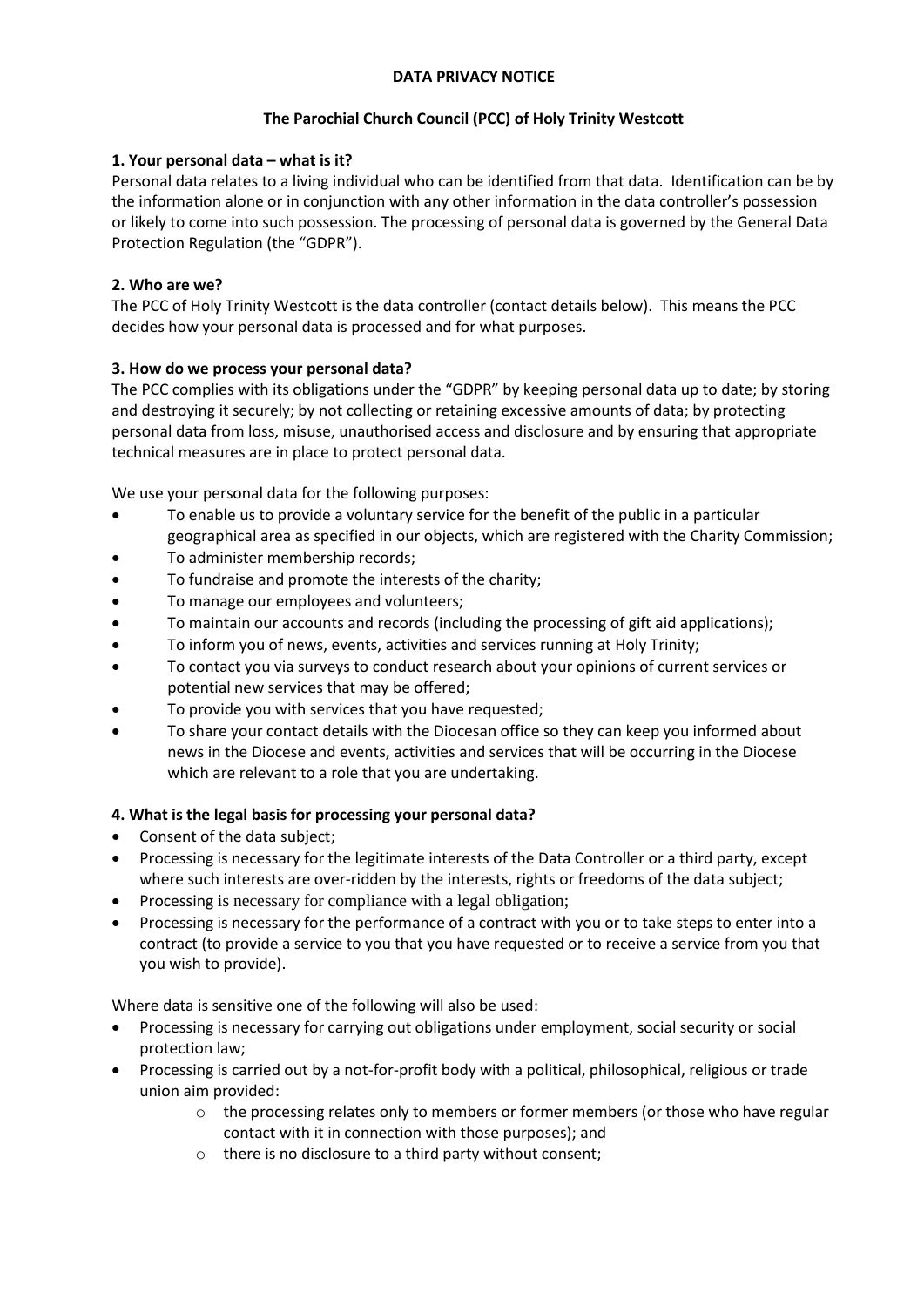# DATA PRIVACY NOTICE

## The Parochial Church Council (PCC) of Holy Trinity Westcott

### 1. Your personal data – what is it?

Personal data relates to a living individual who can be identified from that data. Identification can be by the information alone or in conjunction with any other information in the data controller's possession or likely to come into such possession. The processing of personal data is governed by the General Data Protection Regulation (the "GDPR").

### 2. Who are we?

The PCC of Holy Trinity Westcott is the data controller (contact details below). This means the PCC decides how your personal data is processed and for what purposes.

### 3. How do we process your personal data?

The PCC complies with its obligations under the "GDPR" by keeping personal data up to date; by storing and destroying it securely; by not collecting or retaining excessive amounts of data; by protecting personal data from loss, misuse, unauthorised access and disclosure and by ensuring that appropriate technical measures are in place to protect personal data.

We use your personal data for the following purposes:

- To enable us to provide a voluntary service for the benefit of the public in a particular geographical area as specified in our objects, which are registered with the Charity Commission;
- To administer membership records;
- To fundraise and promote the interests of the charity;
- To manage our employees and volunteers;
- To maintain our accounts and records (including the processing of gift aid applications);
- To inform you of news, events, activities and services running at Holy Trinity;
- To contact you via surveys to conduct research about your opinions of current services or potential new services that may be offered;
- To provide you with services that you have requested;
- To share your contact details with the Diocesan office so they can keep you informed about news in the Diocese and events, activities and services that will be occurring in the Diocese which are relevant to a role that you are undertaking.

### 4. What is the legal basis for processing your personal data?

- Consent of the data subject;
- Processing is necessary for the legitimate interests of the Data Controller or a third party, except where such interests are over-ridden by the interests, rights or freedoms of the data subject;
- Processing is necessary for compliance with a legal obligation;
- Processing is necessary for the performance of a contract with you or to take steps to enter into a contract (to provide a service to you that you have requested or to receive a service from you that you wish to provide).

Where data is sensitive one of the following will also be used:

- Processing is necessary for carrying out obligations under employment, social security or social protection law;
- Processing is carried out by a not-for-profit body with a political, philosophical, religious or trade union aim provided:
  - the processing relates only to members or former members (or those who have regular contact with it in connection with those purposes); and
  - there is no disclosure to a third party without consent;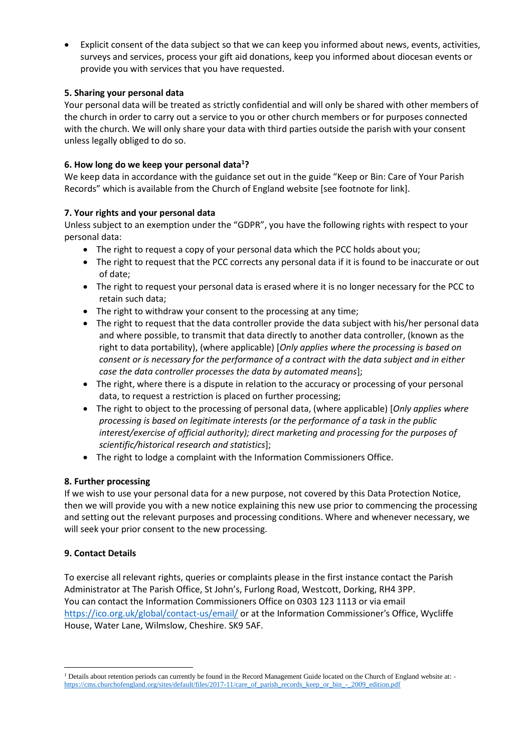- Explicit consent of the data subject so that we can keep you informed about news, events, activities, surveys and services, process your gift aid donations, keep you informed about diocesan events or provide you with services that you have requested.

**5. Sharing your personal data**

Your personal data will be treated as strictly confidential and will only be shared with other members of the church in order to carry out a service to you or other church members or for purposes connected with the church. We will only share your data with third parties outside the parish with your consent unless legally obliged to do so.

**6. How long do we keep your personal data[1]?**

We keep data in accordance with the guidance set out in the guide "Keep or Bin: Care of Your Parish Records" which is available from the Church of England website [see footnote for link].

**7. Your rights and your personal data**

Unless subject to an exemption under the "GDPR", you have the following rights with respect to your personal data:

- The right to request a copy of your personal data which the PCC holds about you;
- The right to request that the PCC corrects any personal data if it is found to be inaccurate or out of date;
- The right to request your personal data is erased where it is no longer necessary for the PCC to retain such data;
- The right to withdraw your consent to the processing at any time;
- The right to request that the data controller provide the data subject with his/her personal data and where possible, to transmit that data directly to another data controller, (known as the right to data portability), (where applicable) [*Only applies where the processing is based on consent or is necessary for the performance of a contract with the data subject and in either case the data controller processes the data by automated means*];
- The right, where there is a dispute in relation to the accuracy or processing of your personal data, to request a restriction is placed on further processing;
- The right to object to the processing of personal data, (where applicable) [*Only applies where processing is based on legitimate interests (or the performance of a task in the public interest/exercise of official authority); direct marketing and processing for the purposes of scientific/historical research and statistics*];
- The right to lodge a complaint with the Information Commissioners Office.

**8. Further processing**

If we wish to use your personal data for a new purpose, not covered by this Data Protection Notice, then we will provide you with a new notice explaining this new use prior to commencing the processing and setting out the relevant purposes and processing conditions. Where and whenever necessary, we will seek your prior consent to the new processing.

**9. Contact Details**

To exercise all relevant rights, queries or complaints please in the first instance contact the Parish Administrator at The Parish Office, St John's, Furlong Road, Westcott, Dorking, RH4 3PP.
You can contact the Information Commissioners Office on 0303 123 1113 or via email https://ico.org.uk/global/contact-us/email/ or at the Information Commissioner's Office, Wycliffe House, Water Lane, Wilmslow, Cheshire. SK9 5AF.

---

[1] Details about retention periods can currently be found in the Record Management Guide located on the Church of England website at: - https://cms.churchofengland.org/sites/default/files/2017-11/care_of_parish_records_keep_or_bin_-_2009_edition.pdf